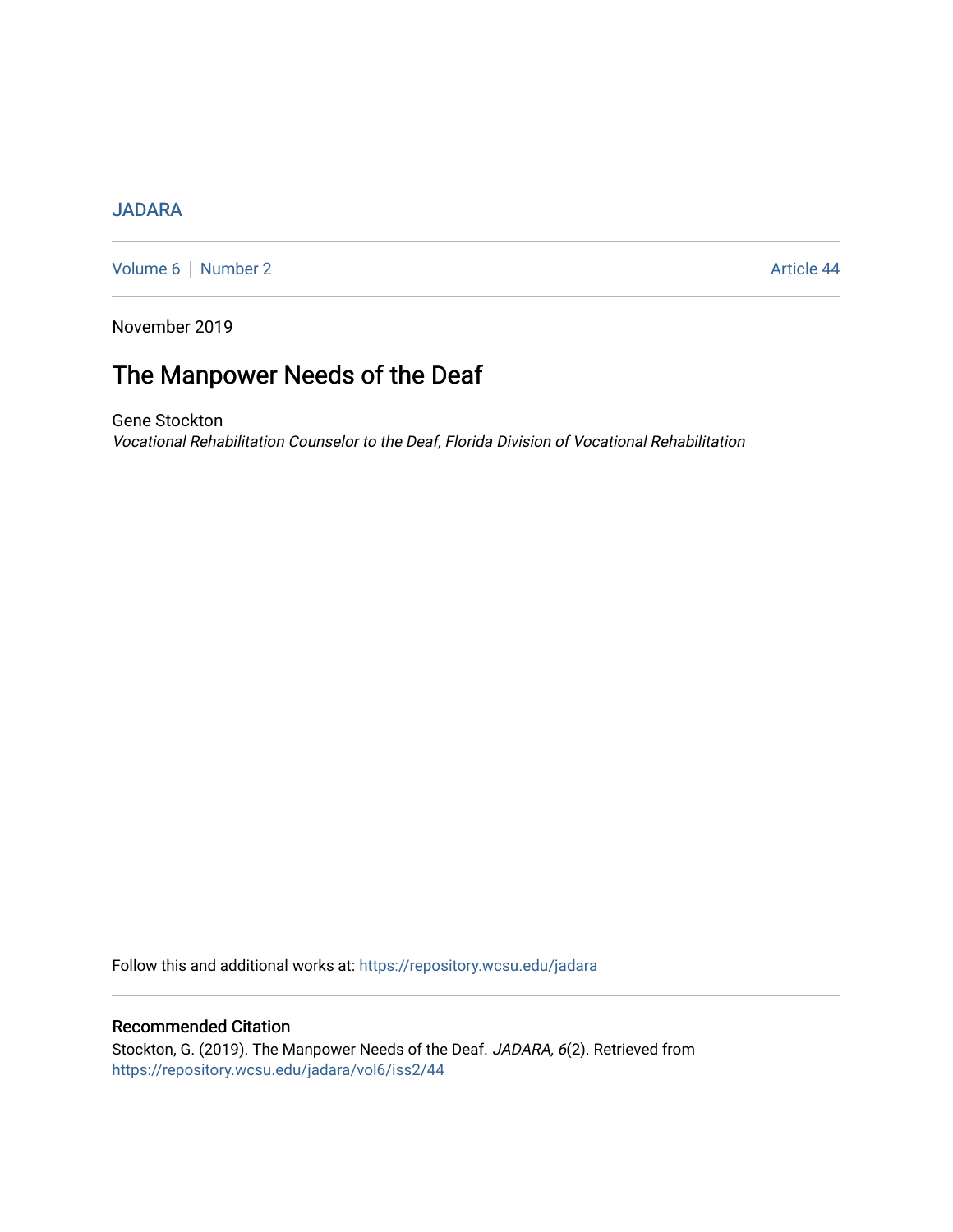JADARA

Volume 6 | Number 2 Article 44

November 2019

# The Manpower Needs of the Deaf

Gene Stockton

*Vocational Rehabilitation Counselor to the Deaf, Florida Division of Vocational Rehabilitation*

Follow this and additional works at: https://repository.wcsu.edu/jadara

## Recommended Citation

Stockton, G. (2019). The Manpower Needs of the Deaf. *JADARA, 6*(2). Retrieved from https://repository.wcsu.edu/jadara/vol6/iss2/44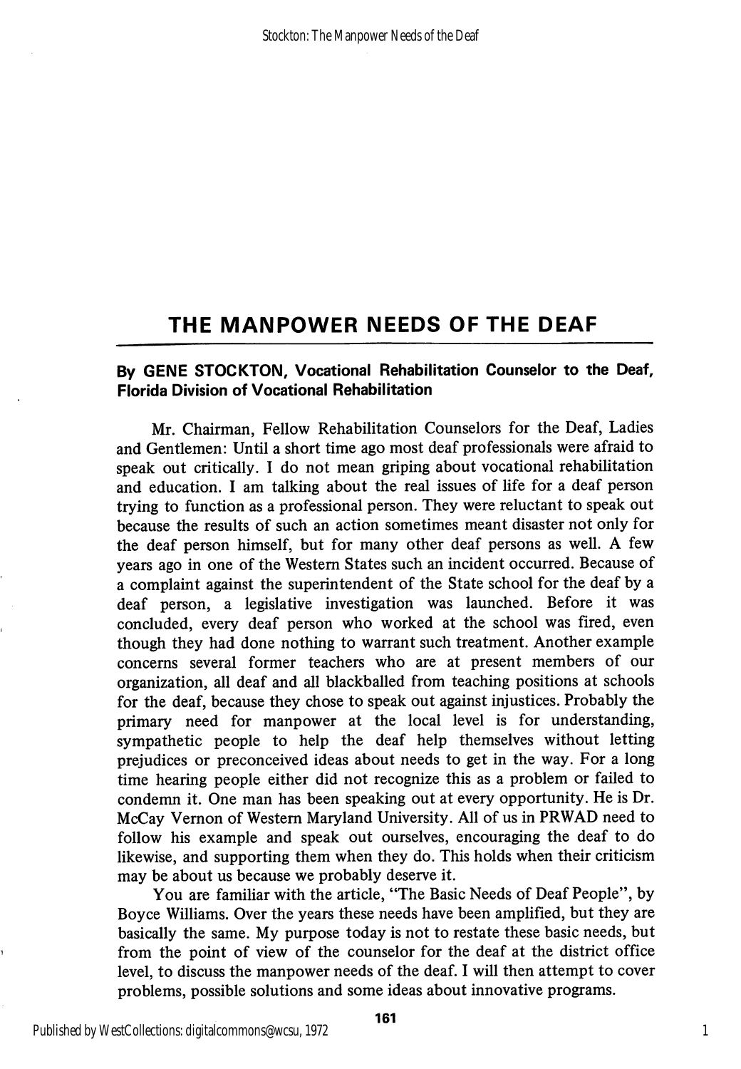# THE MANPOWER NEEDS OF THE DEAF

**By GENE STOCKTON, Vocational Rehabilitation Counselor to the Deaf, Florida Division of Vocational Rehabilitation**

Mr. Chairman, Fellow Rehabilitation Counselors for the Deaf, Ladies and Gentlemen: Until a short time ago most deaf professionals were afraid to speak out critically. I do not mean griping about vocational rehabilitation and education. I am talking about the real issues of life for a deaf person trying to function as a professional person. They were reluctant to speak out because the results of such an action sometimes meant disaster not only for the deaf person himself, but for many other deaf persons as well. A few years ago in one of the Western States such an incident occurred. Because of a complaint against the superintendent of the State school for the deaf by a deaf person, a legislative investigation was launched. Before it was concluded, every deaf person who worked at the school was fired, even though they had done nothing to warrant such treatment. Another example concerns several former teachers who are at present members of our organization, all deaf and all blackballed from teaching positions at schools for the deaf, because they chose to speak out against injustices. Probably the primary need for manpower at the local level is for understanding, sympathetic people to help the deaf help themselves without letting prejudices or preconceived ideas about needs to get in the way. For a long time hearing people either did not recognize this as a problem or failed to condemn it. One man has been speaking out at every opportunity. He is Dr. McCay Vernon of Western Maryland University. All of us in PRWAD need to follow his example and speak out ourselves, encouraging the deaf to do likewise, and supporting them when they do. This holds when their criticism may be about us because we probably deserve it.

You are familiar with the article, "The Basic Needs of Deaf People", by Boyce Williams. Over the years these needs have been amplified, but they are basically the same. My purpose today is not to restate these basic needs, but from the point of view of the counselor for the deaf at the district office level, to discuss the manpower needs of the deaf. I will then attempt to cover problems, possible solutions and some ideas about innovative programs.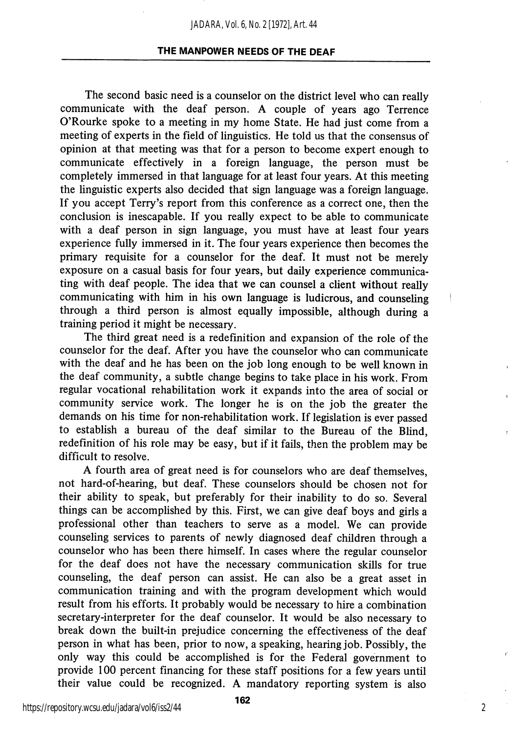The second basic need is a counselor on the district level who can really communicate with the deaf person. A couple of years ago Terrence O'Rourke spoke to a meeting in my home State. He had just come from a meeting of experts in the field of linguistics. He told us that the consensus of opinion at that meeting was that for a person to become expert enough to communicate effectively in a foreign language, the person must be completely immersed in that language for at least four years. At this meeting the linguistic experts also decided that sign language was a foreign language. If you accept Terry's report from this conference as a correct one, then the conclusion is inescapable. If you really expect to be able to communicate with a deaf person in sign language, you must have at least four years experience fully immersed in it. The four years experience then becomes the primary requisite for a counselor for the deaf. It must not be merely exposure on a casual basis for four years, but daily experience communicating with deaf people. The idea that we can counsel a client without really communicating with him in his own language is ludicrous, and counseling through a third person is almost equally impossible, although during a training period it might be necessary.

The third great need is a redefinition and expansion of the role of the counselor for the deaf. After you have the counselor who can communicate with the deaf and he has been on the job long enough to be well known in the deaf community, a subtle change begins to take place in his work. From regular vocational rehabilitation work it expands into the area of social or community service work. The longer he is on the job the greater the demands on his time for non-rehabilitation work. If legislation is ever passed to establish a bureau of the deaf similar to the Bureau of the Blind, redefinition of his role may be easy, but if it fails, then the problem may be difficult to resolve.

A fourth area of great need is for counselors who are deaf themselves, not hard-of-hearing, but deaf. These counselors should be chosen not for their ability to speak, but preferably for their inability to do so. Several things can be accomplished by this. First, we can give deaf boys and girls a professional other than teachers to serve as a model. We can provide counseling services to parents of newly diagnosed deaf children through a counselor who has been there himself. In cases where the regular counselor for the deaf does not have the necessary communication skills for true counseling, the deaf person can assist. He can also be a great asset in communication training and with the program development which would result from his efforts. It probably would be necessary to hire a combination secretary-interpreter for the deaf counselor. It would be also necessary to break down the built-in prejudice concerning the effectiveness of the deaf person in what has been, prior to now, a speaking, hearing job. Possibly, the only way this could be accomplished is for the Federal government to provide 100 percent financing for these staff positions for a few years until their value could be recognized. A mandatory reporting system is also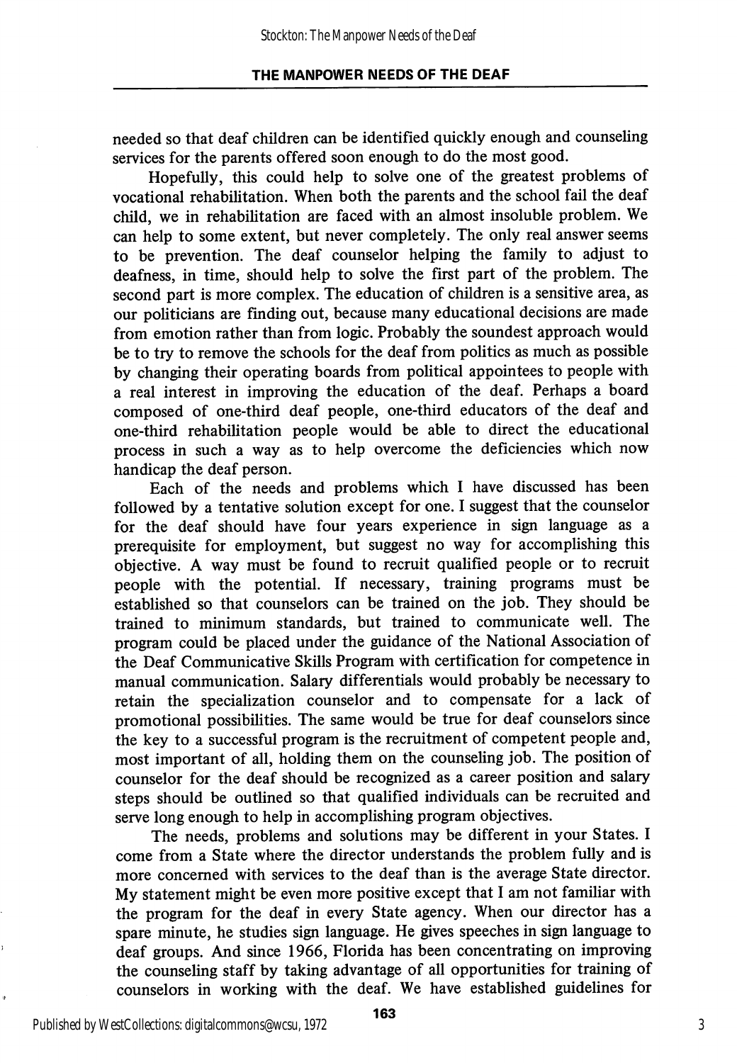needed so that deaf children can be identified quickly enough and counseling services for the parents offered soon enough to do the most good.

Hopefully, this could help to solve one of the greatest problems of vocational rehabilitation. When both the parents and the school fail the deaf child, we in rehabilitation are faced with an almost insoluble problem. We can help to some extent, but never completely. The only real answer seems to be prevention. The deaf counselor helping the family to adjust to deafness, in time, should help to solve the first part of the problem. The second part is more complex. The education of children is a sensitive area, as our politicians are finding out, because many educational decisions are made from emotion rather than from logic. Probably the soundest approach would be to try to remove the schools for the deaf from politics as much as possible by changing their operating boards from political appointees to people with a real interest in improving the education of the deaf. Perhaps a board composed of one-third deaf people, one-third educators of the deaf and one-third rehabilitation people would be able to direct the educational process in such a way as to help overcome the deficiencies which now handicap the deaf person.

Each of the needs and problems which I have discussed has been followed by a tentative solution except for one. I suggest that the counselor for the deaf should have four years experience in sign language as a prerequisite for employment, but suggest no way for accomplishing this objective. A way must be found to recruit qualified people or to recruit people with the potential. If necessary, training programs must be established so that counselors can be trained on the job. They should be trained to minimum standards, but trained to communicate well. The program could be placed under the guidance of the National Association of the Deaf Communicative Skills Program with certification for competence in manual communication. Salary differentials would probably be necessary to retain the specialization counselor and to compensate for a lack of promotional possibilities. The same would be true for deaf counselors since the key to a successful program is the recruitment of competent people and, most important of all, holding them on the counseling job. The position of counselor for the deaf should be recognized as a career position and salary steps should be outlined so that qualified individuals can be recruited and serve long enough to help in accomplishing program objectives.

The needs, problems and solutions may be different in your States. I come from a State where the director understands the problem fully and is more concerned with services to the deaf than is the average State director. My statement might be even more positive except that I am not familiar with the program for the deaf in every State agency. When our director has a spare minute, he studies sign language. He gives speeches in sign language to deaf groups. And since 1966, Florida has been concentrating on improving the counseling staff by taking advantage of all opportunities for training of counselors in working with the deaf. We have established guidelines for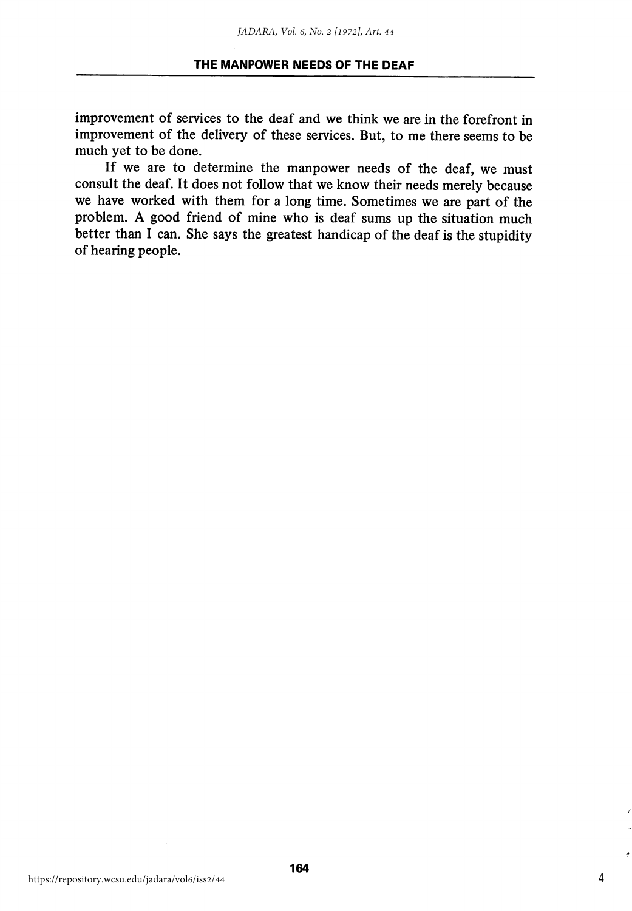improvement of services to the deaf and we think we are in the forefront in improvement of the delivery of these services. But, to me there seems to be much yet to be done.

If we are to determine the manpower needs of the deaf, we must consult the deaf. It does not follow that we know their needs merely because we have worked with them for a long time. Sometimes we are part of the problem. A good friend of mine who is deaf sums up the situation much better than I can. She says the greatest handicap of the deaf is the stupidity of hearing people.